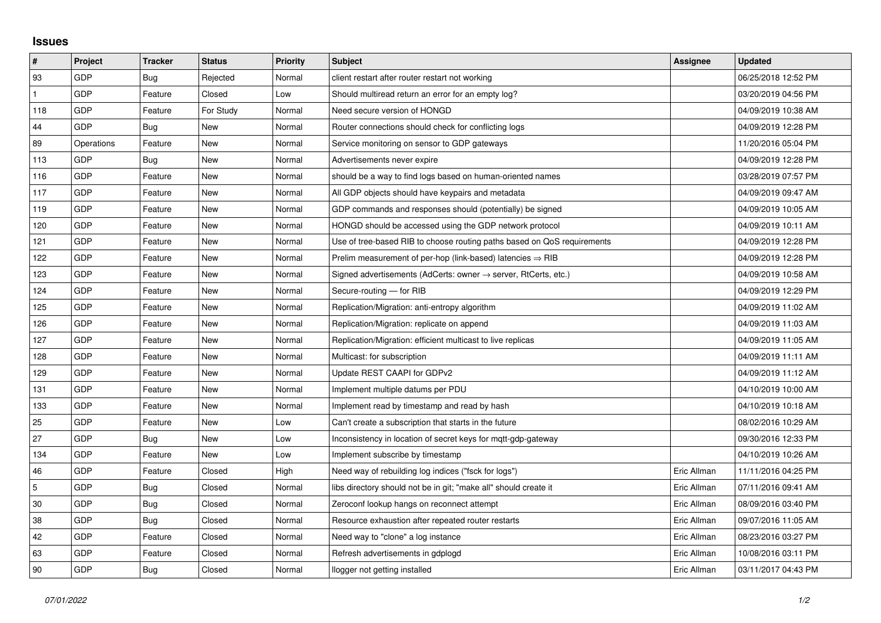## Issues

| # | Project | Tracker | Status | Priority | Subject | Assignee | Updated |
|---|---|---|---|---|---|---|---|
| 93 | GDP | Bug | Rejected | Normal | client restart after router restart not working | | 06/25/2018 12:52 PM |
| 1 | GDP | Feature | Closed | Low | Should multiread return an error for an empty log? | | 03/20/2019 04:56 PM |
| 118 | GDP | Feature | For Study | Normal | Need secure version of HONGD | | 04/09/2019 10:38 AM |
| 44 | GDP | Bug | New | Normal | Router connections should check for conflicting logs | | 04/09/2019 12:28 PM |
| 89 | Operations | Feature | New | Normal | Service monitoring on sensor to GDP gateways | | 11/20/2016 05:04 PM |
| 113 | GDP | Bug | New | Normal | Advertisements never expire | | 04/09/2019 12:28 PM |
| 116 | GDP | Feature | New | Normal | should be a way to find logs based on human-oriented names | | 03/28/2019 07:57 PM |
| 117 | GDP | Feature | New | Normal | All GDP objects should have keypairs and metadata | | 04/09/2019 09:47 AM |
| 119 | GDP | Feature | New | Normal | GDP commands and responses should (potentially) be signed | | 04/09/2019 10:05 AM |
| 120 | GDP | Feature | New | Normal | HONGD should be accessed using the GDP network protocol | | 04/09/2019 10:11 AM |
| 121 | GDP | Feature | New | Normal | Use of tree-based RIB to choose routing paths based on QoS requirements | | 04/09/2019 12:28 PM |
| 122 | GDP | Feature | New | Normal | Prelim measurement of per-hop (link-based) latencies ⇒ RIB | | 04/09/2019 12:28 PM |
| 123 | GDP | Feature | New | Normal | Signed advertisements (AdCerts: owner → server, RtCerts, etc.) | | 04/09/2019 10:58 AM |
| 124 | GDP | Feature | New | Normal | Secure-routing — for RIB | | 04/09/2019 12:29 PM |
| 125 | GDP | Feature | New | Normal | Replication/Migration: anti-entropy algorithm | | 04/09/2019 11:02 AM |
| 126 | GDP | Feature | New | Normal | Replication/Migration: replicate on append | | 04/09/2019 11:03 AM |
| 127 | GDP | Feature | New | Normal | Replication/Migration: efficient multicast to live replicas | | 04/09/2019 11:05 AM |
| 128 | GDP | Feature | New | Normal | Multicast: for subscription | | 04/09/2019 11:11 AM |
| 129 | GDP | Feature | New | Normal | Update REST CAAPI for GDPv2 | | 04/09/2019 11:12 AM |
| 131 | GDP | Feature | New | Normal | Implement multiple datums per PDU | | 04/10/2019 10:00 AM |
| 133 | GDP | Feature | New | Normal | Implement read by timestamp and read by hash | | 04/10/2019 10:18 AM |
| 25 | GDP | Feature | New | Low | Can't create a subscription that starts in the future | | 08/02/2016 10:29 AM |
| 27 | GDP | Bug | New | Low | Inconsistency in location of secret keys for mqtt-gdp-gateway | | 09/30/2016 12:33 PM |
| 134 | GDP | Feature | New | Low | Implement subscribe by timestamp | | 04/10/2019 10:26 AM |
| 46 | GDP | Feature | Closed | High | Need way of rebuilding log indices ("fsck for logs") | Eric Allman | 11/11/2016 04:25 PM |
| 5 | GDP | Bug | Closed | Normal | libs directory should not be in git; "make all" should create it | Eric Allman | 07/11/2016 09:41 AM |
| 30 | GDP | Bug | Closed | Normal | Zeroconf lookup hangs on reconnect attempt | Eric Allman | 08/09/2016 03:40 PM |
| 38 | GDP | Bug | Closed | Normal | Resource exhaustion after repeated router restarts | Eric Allman | 09/07/2016 11:05 AM |
| 42 | GDP | Feature | Closed | Normal | Need way to "clone" a log instance | Eric Allman | 08/23/2016 03:27 PM |
| 63 | GDP | Feature | Closed | Normal | Refresh advertisements in gdplogd | Eric Allman | 10/08/2016 03:11 PM |
| 90 | GDP | Bug | Closed | Normal | llogger not getting installed | Eric Allman | 03/11/2017 04:43 PM |

*07/01/2022*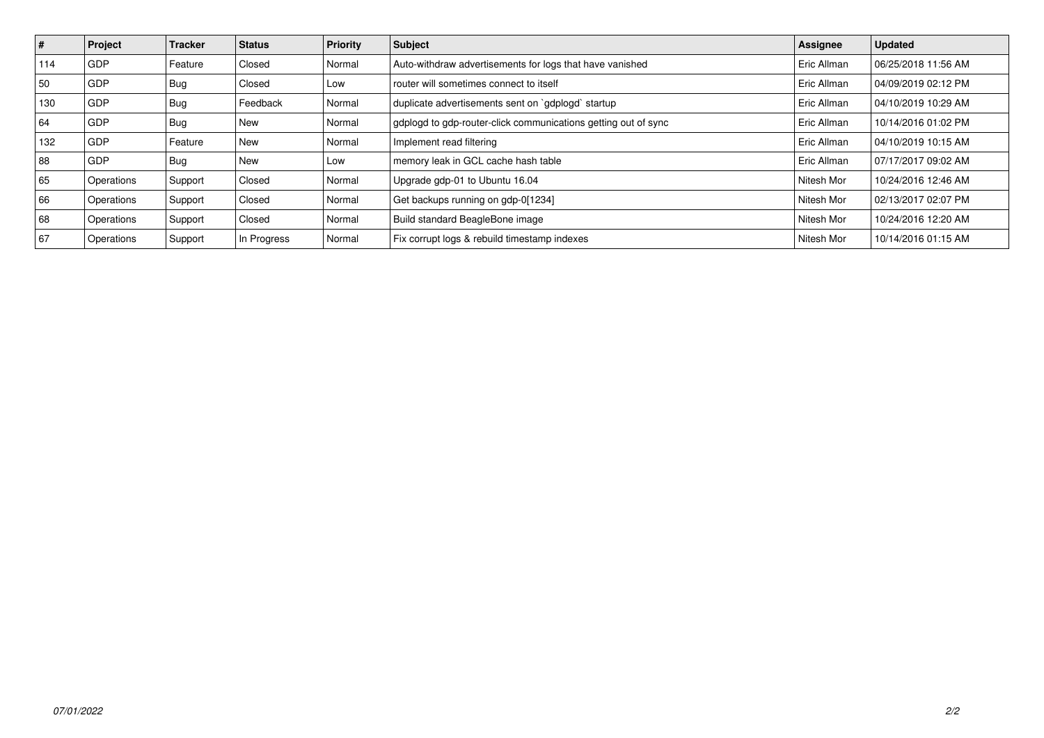| # | Project | Tracker | Status | Priority | Subject | Assignee | Updated |
|---|---|---|---|---|---|---|---|
| 114 | GDP | Feature | Closed | Normal | Auto-withdraw advertisements for logs that have vanished | Eric Allman | 06/25/2018 11:56 AM |
| 50 | GDP | Bug | Closed | Low | router will sometimes connect to itself | Eric Allman | 04/09/2019 02:12 PM |
| 130 | GDP | Bug | Feedback | Normal | duplicate advertisements sent on `gdplogd` startup | Eric Allman | 04/10/2019 10:29 AM |
| 64 | GDP | Bug | New | Normal | gdplogd to gdp-router-click communications getting out of sync | Eric Allman | 10/14/2016 01:02 PM |
| 132 | GDP | Feature | New | Normal | Implement read filtering | Eric Allman | 04/10/2019 10:15 AM |
| 88 | GDP | Bug | New | Low | memory leak in GCL cache hash table | Eric Allman | 07/17/2017 09:02 AM |
| 65 | Operations | Support | Closed | Normal | Upgrade gdp-01 to Ubuntu 16.04 | Nitesh Mor | 10/24/2016 12:46 AM |
| 66 | Operations | Support | Closed | Normal | Get backups running on gdp-0[1234] | Nitesh Mor | 02/13/2017 02:07 PM |
| 68 | Operations | Support | Closed | Normal | Build standard BeagleBone image | Nitesh Mor | 10/24/2016 12:20 AM |
| 67 | Operations | Support | In Progress | Normal | Fix corrupt logs & rebuild timestamp indexes | Nitesh Mor | 10/14/2016 01:15 AM |